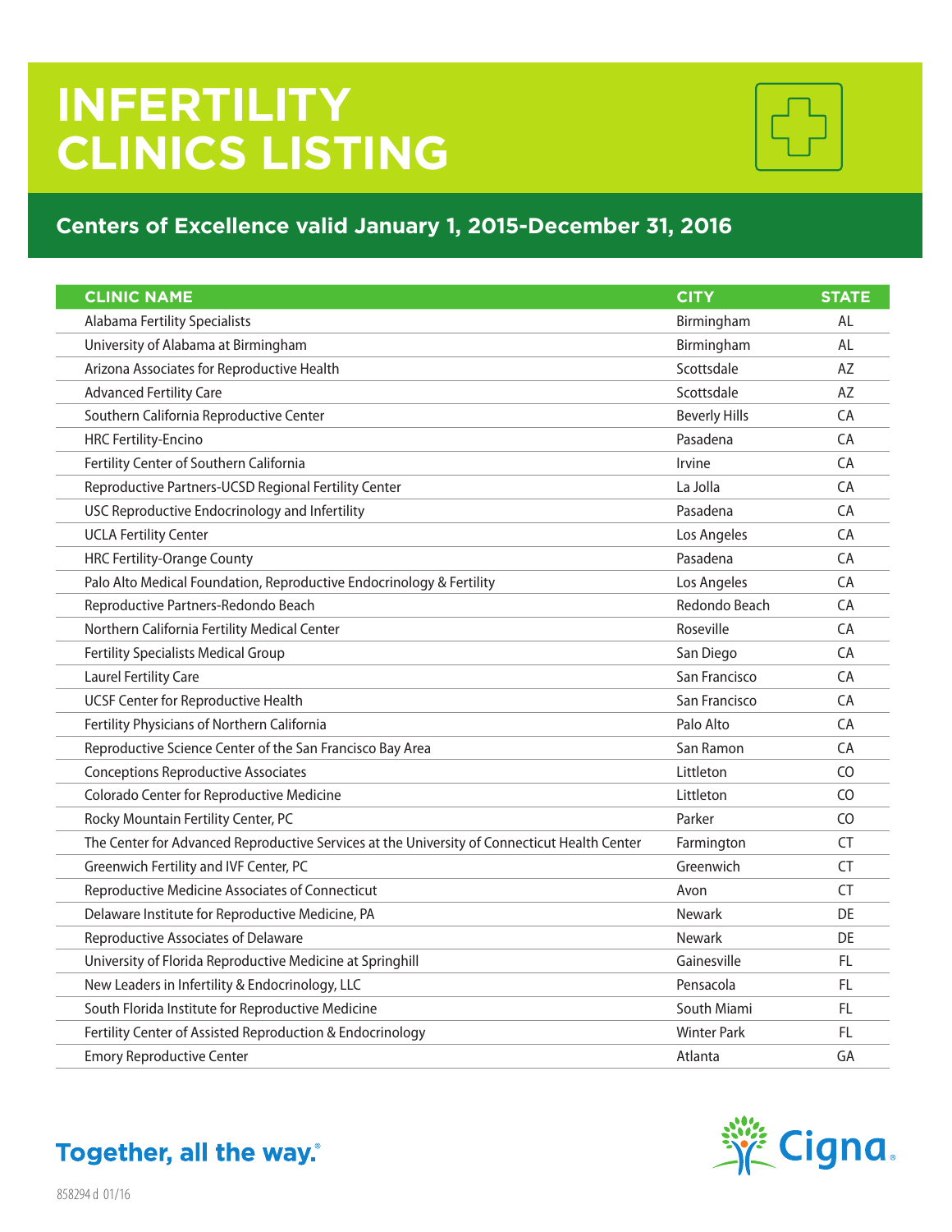# INFERTILITY CLINICS LISTING

## Centers of Excellence valid January 1, 2015-December 31, 2016

| CLINIC NAME | CITY | STATE |
|---|---|---|
| Alabama Fertility Specialists | Birmingham | AL |
| University of Alabama at Birmingham | Birmingham | AL |
| Arizona Associates for Reproductive Health | Scottsdale | AZ |
| Advanced Fertility Care | Scottsdale | AZ |
| Southern California Reproductive Center | Beverly Hills | CA |
| HRC Fertility-Encino | Pasadena | CA |
| Fertility Center of Southern California | Irvine | CA |
| Reproductive Partners-UCSD Regional Fertility Center | La Jolla | CA |
| USC Reproductive Endocrinology and Infertility | Pasadena | CA |
| UCLA Fertility Center | Los Angeles | CA |
| HRC Fertility-Orange County | Pasadena | CA |
| Palo Alto Medical Foundation, Reproductive Endocrinology & Fertility | Los Angeles | CA |
| Reproductive Partners-Redondo Beach | Redondo Beach | CA |
| Northern California Fertility Medical Center | Roseville | CA |
| Fertility Specialists Medical Group | San Diego | CA |
| Laurel Fertility Care | San Francisco | CA |
| UCSF Center for Reproductive Health | San Francisco | CA |
| Fertility Physicians of Northern California | Palo Alto | CA |
| Reproductive Science Center of the San Francisco Bay Area | San Ramon | CA |
| Conceptions Reproductive Associates | Littleton | CO |
| Colorado Center for Reproductive Medicine | Littleton | CO |
| Rocky Mountain Fertility Center, PC | Parker | CO |
| The Center for Advanced Reproductive Services at the University of Connecticut Health Center | Farmington | CT |
| Greenwich Fertility and IVF Center, PC | Greenwich | CT |
| Reproductive Medicine Associates of Connecticut | Avon | CT |
| Delaware Institute for Reproductive Medicine, PA | Newark | DE |
| Reproductive Associates of Delaware | Newark | DE |
| University of Florida Reproductive Medicine at Springhill | Gainesville | FL |
| New Leaders in Infertility & Endocrinology, LLC | Pensacola | FL |
| South Florida Institute for Reproductive Medicine | South Miami | FL |
| Fertility Center of Assisted Reproduction & Endocrinology | Winter Park | FL |
| Emory Reproductive Center | Atlanta | GA |

Together, all the way.®

Cigna.

858294 d 01/16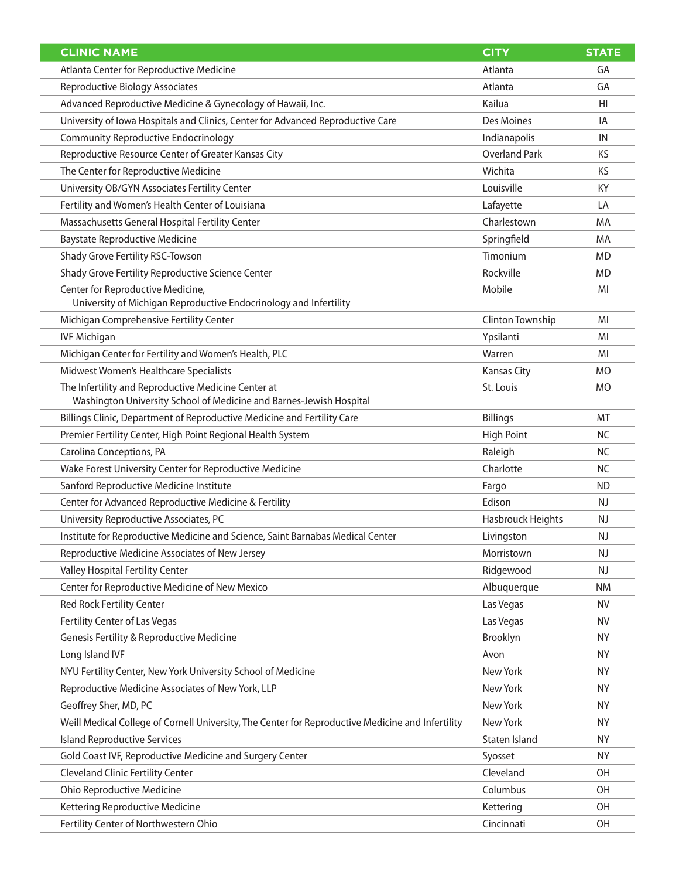| CLINIC NAME | CITY | STATE |
|---|---|---|
| Atlanta Center for Reproductive Medicine | Atlanta | GA |
| Reproductive Biology Associates | Atlanta | GA |
| Advanced Reproductive Medicine & Gynecology of Hawaii, Inc. | Kailua | HI |
| University of Iowa Hospitals and Clinics, Center for Advanced Reproductive Care | Des Moines | IA |
| Community Reproductive Endocrinology | Indianapolis | IN |
| Reproductive Resource Center of Greater Kansas City | Overland Park | KS |
| The Center for Reproductive Medicine | Wichita | KS |
| University OB/GYN Associates Fertility Center | Louisville | KY |
| Fertility and Women's Health Center of Louisiana | Lafayette | LA |
| Massachusetts General Hospital Fertility Center | Charlestown | MA |
| Baystate Reproductive Medicine | Springfield | MA |
| Shady Grove Fertility RSC-Towson | Timonium | MD |
| Shady Grove Fertility Reproductive Science Center | Rockville | MD |
| Center for Reproductive Medicine, University of Michigan Reproductive Endocrinology and Infertility | Mobile | MI |
| Michigan Comprehensive Fertility Center | Clinton Township | MI |
| IVF Michigan | Ypsilanti | MI |
| Michigan Center for Fertility and Women's Health, PLC | Warren | MI |
| Midwest Women's Healthcare Specialists | Kansas City | MO |
| The Infertility and Reproductive Medicine Center at Washington University School of Medicine and Barnes-Jewish Hospital | St. Louis | MO |
| Billings Clinic, Department of Reproductive Medicine and Fertility Care | Billings | MT |
| Premier Fertility Center, High Point Regional Health System | High Point | NC |
| Carolina Conceptions, PA | Raleigh | NC |
| Wake Forest University Center for Reproductive Medicine | Charlotte | NC |
| Sanford Reproductive Medicine Institute | Fargo | ND |
| Center for Advanced Reproductive Medicine & Fertility | Edison | NJ |
| University Reproductive Associates, PC | Hasbrouck Heights | NJ |
| Institute for Reproductive Medicine and Science, Saint Barnabas Medical Center | Livingston | NJ |
| Reproductive Medicine Associates of New Jersey | Morristown | NJ |
| Valley Hospital Fertility Center | Ridgewood | NJ |
| Center for Reproductive Medicine of New Mexico | Albuquerque | NM |
| Red Rock Fertility Center | Las Vegas | NV |
| Fertility Center of Las Vegas | Las Vegas | NV |
| Genesis Fertility & Reproductive Medicine | Brooklyn | NY |
| Long Island IVF | Avon | NY |
| NYU Fertility Center, New York University School of Medicine | New York | NY |
| Reproductive Medicine Associates of New York, LLP | New York | NY |
| Geoffrey Sher, MD, PC | New York | NY |
| Weill Medical College of Cornell University, The Center for Reproductive Medicine and Infertility | New York | NY |
| Island Reproductive Services | Staten Island | NY |
| Gold Coast IVF, Reproductive Medicine and Surgery Center | Syosset | NY |
| Cleveland Clinic Fertility Center | Cleveland | OH |
| Ohio Reproductive Medicine | Columbus | OH |
| Kettering Reproductive Medicine | Kettering | OH |
| Fertility Center of Northwestern Ohio | Cincinnati | OH |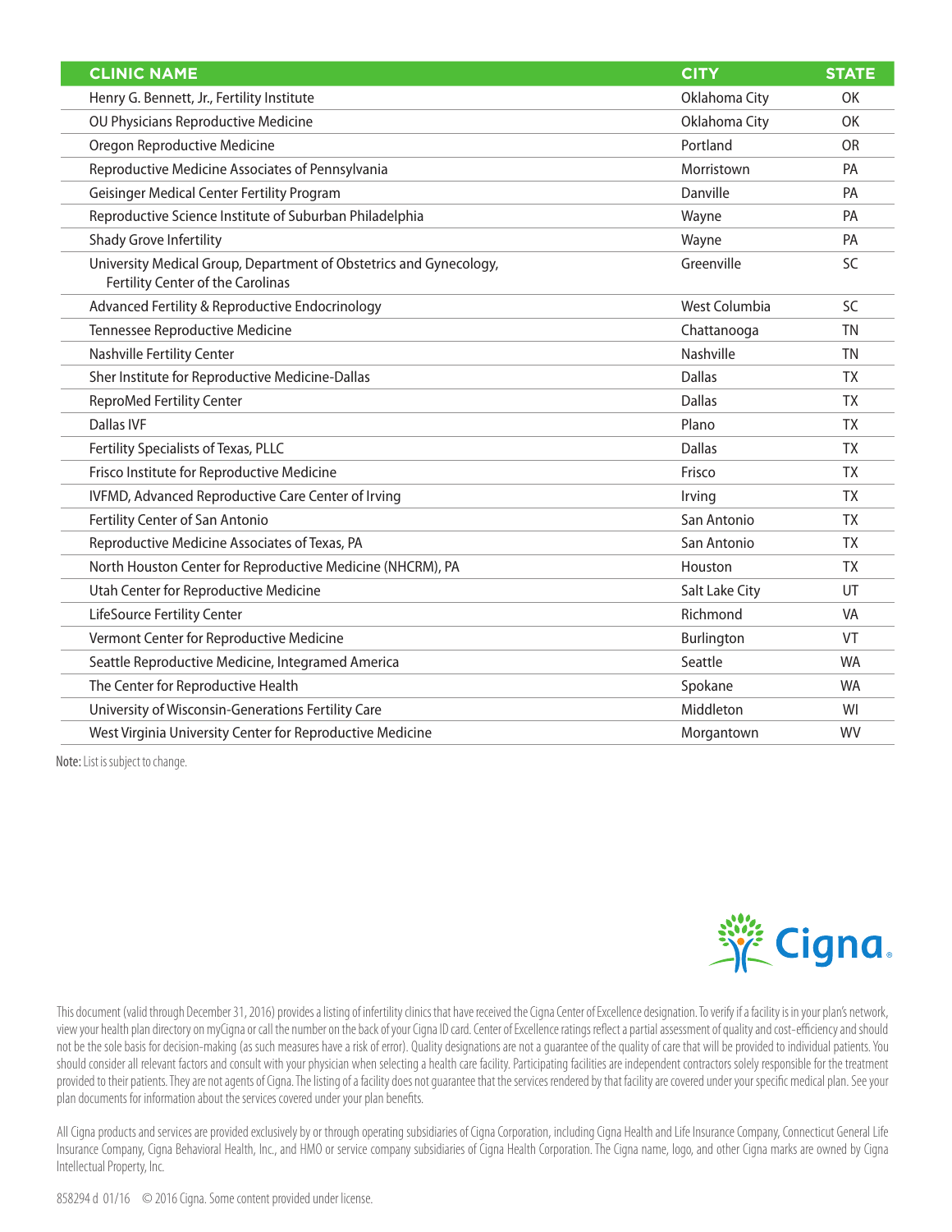| CLINIC NAME | CITY | STATE |
|---|---|---|
| Henry G. Bennett, Jr., Fertility Institute | Oklahoma City | OK |
| OU Physicians Reproductive Medicine | Oklahoma City | OK |
| Oregon Reproductive Medicine | Portland | OR |
| Reproductive Medicine Associates of Pennsylvania | Morristown | PA |
| Geisinger Medical Center Fertility Program | Danville | PA |
| Reproductive Science Institute of Suburban Philadelphia | Wayne | PA |
| Shady Grove Infertility | Wayne | PA |
| University Medical Group, Department of Obstetrics and Gynecology, Fertility Center of the Carolinas | Greenville | SC |
| Advanced Fertility & Reproductive Endocrinology | West Columbia | SC |
| Tennessee Reproductive Medicine | Chattanooga | TN |
| Nashville Fertility Center | Nashville | TN |
| Sher Institute for Reproductive Medicine-Dallas | Dallas | TX |
| ReproMed Fertility Center | Dallas | TX |
| Dallas IVF | Plano | TX |
| Fertility Specialists of Texas, PLLC | Dallas | TX |
| Frisco Institute for Reproductive Medicine | Frisco | TX |
| IVFMD, Advanced Reproductive Care Center of Irving | Irving | TX |
| Fertility Center of San Antonio | San Antonio | TX |
| Reproductive Medicine Associates of Texas, PA | San Antonio | TX |
| North Houston Center for Reproductive Medicine (NHCRM), PA | Houston | TX |
| Utah Center for Reproductive Medicine | Salt Lake City | UT |
| LifeSource Fertility Center | Richmond | VA |
| Vermont Center for Reproductive Medicine | Burlington | VT |
| Seattle Reproductive Medicine, Integramed America | Seattle | WA |
| The Center for Reproductive Health | Spokane | WA |
| University of Wisconsin-Generations Fertility Care | Middleton | WI |
| West Virginia University Center for Reproductive Medicine | Morgantown | WV |

**Note:** List is subject to change.

Cigna.

This document (valid through December 31, 2016) provides a listing of infertility clinics that have received the Cigna Center of Excellence designation. To verify if a facility is in your plan's network, view your health plan directory on myCigna or call the number on the back of your Cigna ID card. Center of Excellence ratings reflect a partial assessment of quality and cost-efficiency and should not be the sole basis for decision-making (as such measures have a risk of error). Quality designations are not a guarantee of the quality of care that will be provided to individual patients. You should consider all relevant factors and consult with your physician when selecting a health care facility. Participating facilities are independent contractors solely responsible for the treatment provided to their patients. They are not agents of Cigna. The listing of a facility does not guarantee that the services rendered by that facility are covered under your specific medical plan. See your plan documents for information about the services covered under your plan benefits.

All Cigna products and services are provided exclusively by or through operating subsidiaries of Cigna Corporation, including Cigna Health and Life Insurance Company, Connecticut General Life Insurance Company, Cigna Behavioral Health, Inc., and HMO or service company subsidiaries of Cigna Health Corporation. The Cigna name, logo, and other Cigna marks are owned by Cigna Intellectual Property, Inc.

858294 d 01/16 © 2016 Cigna. Some content provided under license.